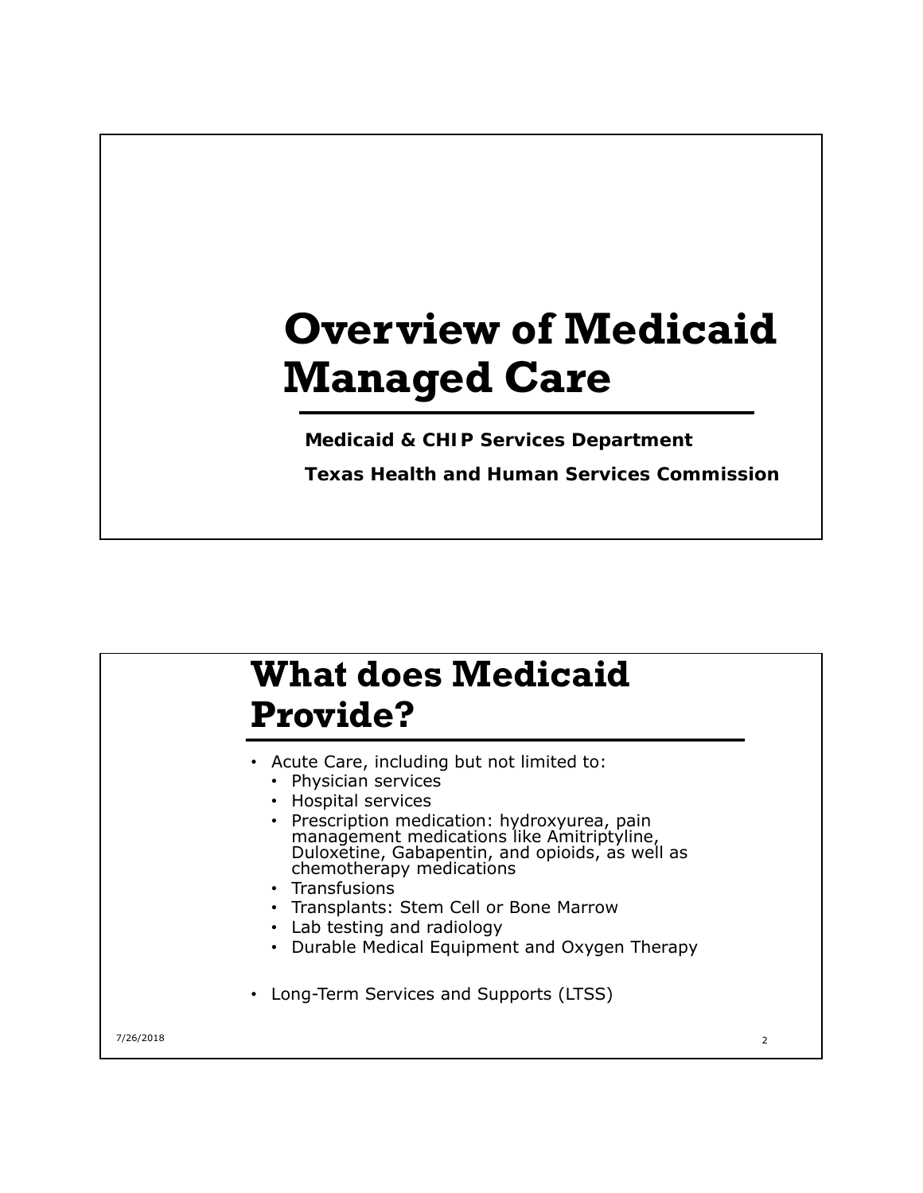# Overview of Medicaid Managed Care

**Medicaid & CHIP Services Department**

**Texas Health and Human Services Commission**

## What does Medicaid Provide?

- Acute Care, including but not limited to:
  - Physician services
  - Hospital services
  - Prescription medication: hydroxyurea, pain management medications like Amitriptyline, Duloxetine, Gabapentin, and opioids, as well as chemotherapy medications
  - Transfusions
  - Transplants: Stem Cell or Bone Marrow
  - Lab testing and radiology
  - Durable Medical Equipment and Oxygen Therapy
- Long-Term Services and Supports (LTSS)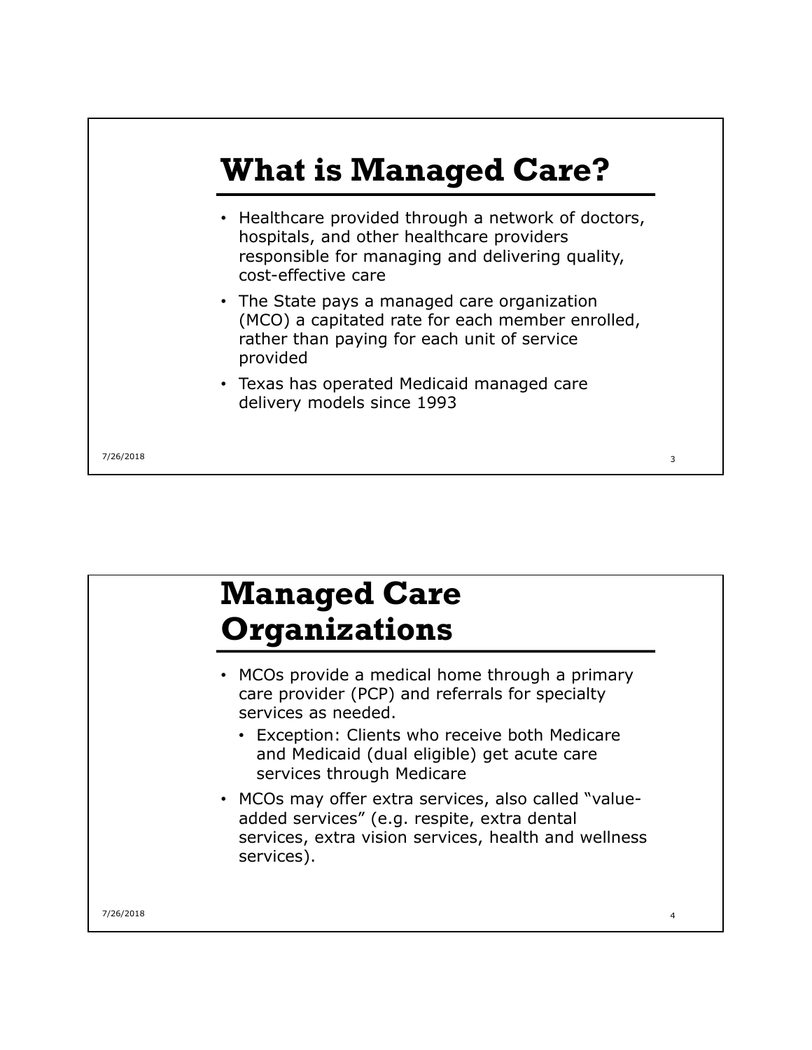# What is Managed Care?

- Healthcare provided through a network of doctors, hospitals, and other healthcare providers responsible for managing and delivering quality, cost-effective care
- The State pays a managed care organization (MCO) a capitated rate for each member enrolled, rather than paying for each unit of service provided
- Texas has operated Medicaid managed care delivery models since 1993

# Managed Care Organizations

- MCOs provide a medical home through a primary care provider (PCP) and referrals for specialty services as needed.
  - Exception: Clients who receive both Medicare and Medicaid (dual eligible) get acute care services through Medicare
- MCOs may offer extra services, also called "value-added services" (e.g. respite, extra dental services, extra vision services, health and wellness services).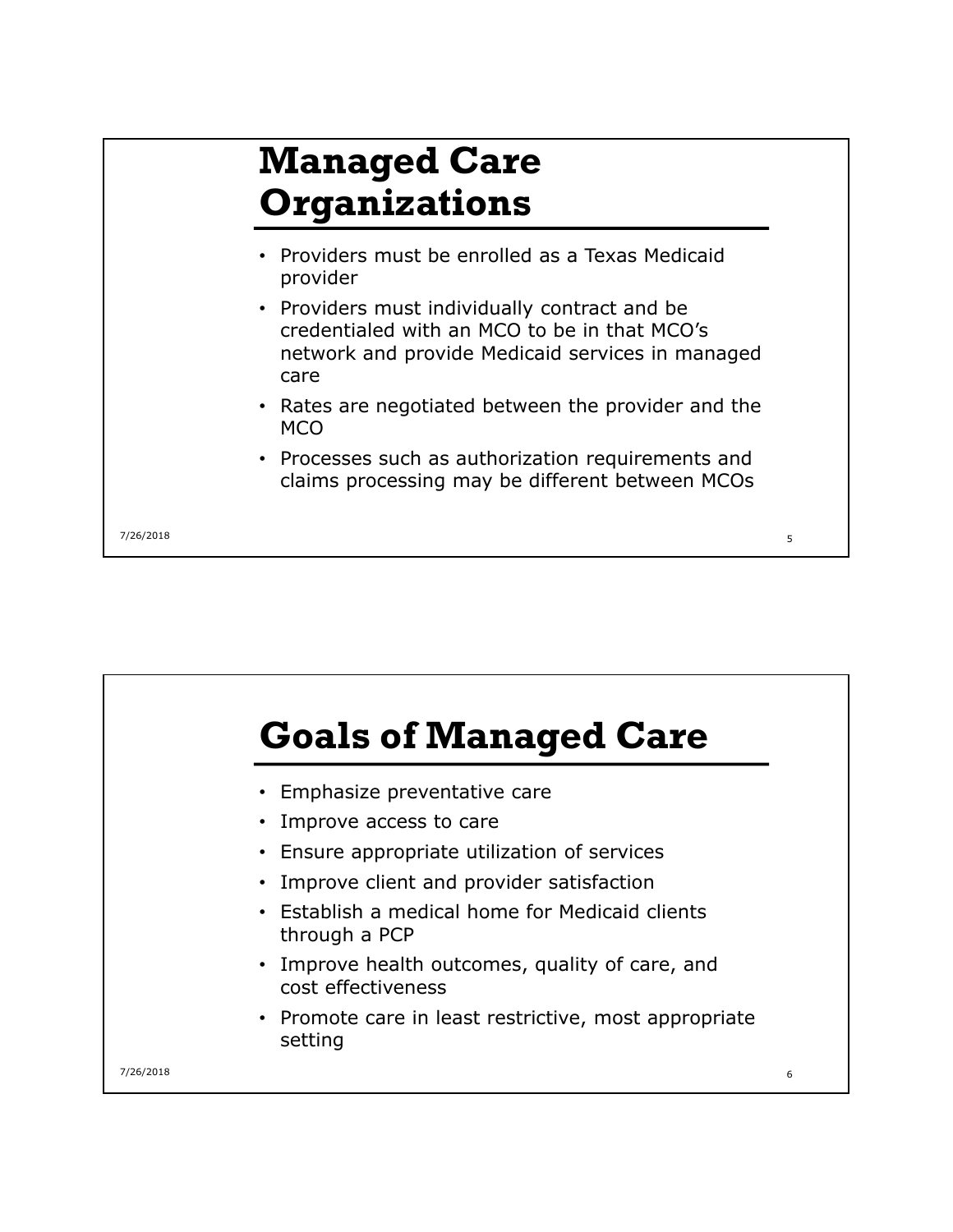## Managed Care Organizations

- Providers must be enrolled as a Texas Medicaid provider
- Providers must individually contract and be credentialed with an MCO to be in that MCO's network and provide Medicaid services in managed care
- Rates are negotiated between the provider and the MCO
- Processes such as authorization requirements and claims processing may be different between MCOs

## Goals of Managed Care

- Emphasize preventative care
- Improve access to care
- Ensure appropriate utilization of services
- Improve client and provider satisfaction
- Establish a medical home for Medicaid clients through a PCP
- Improve health outcomes, quality of care, and cost effectiveness
- Promote care in least restrictive, most appropriate setting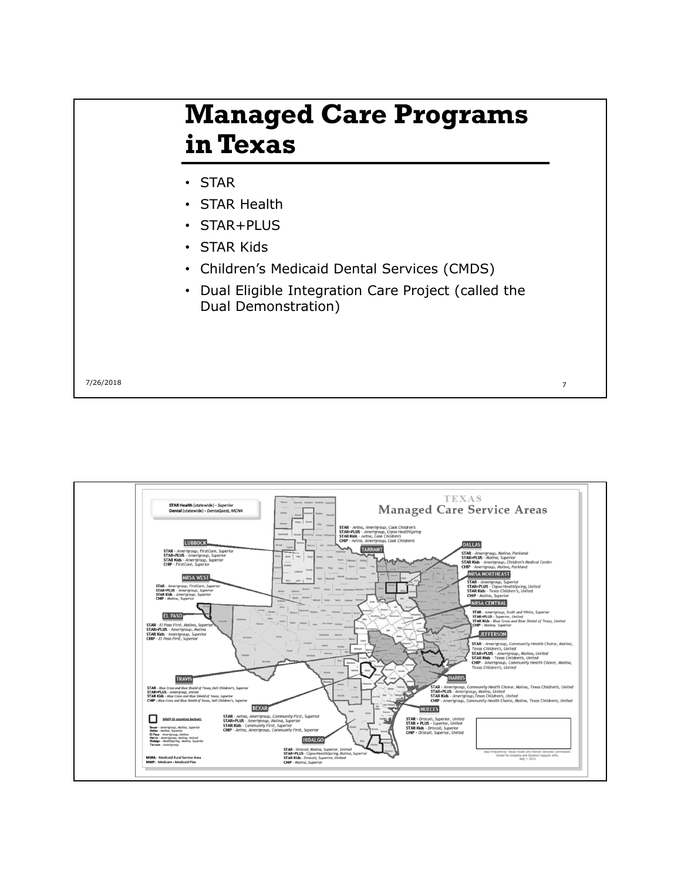# Managed Care Programs in Texas

- STAR
- STAR Health
- STAR+PLUS
- STAR Kids
- Children's Medicaid Dental Services (CMDS)
- Dual Eligible Integration Care Project (called the Dual Demonstration)

## TEXAS Managed Care Service Areas

**STAR Health** (statewide) - *Superior*
**Dental** (statewide) - *DentaQuest, MCNA*

**TARRANT**
**STAR** - *Aetna, Amerigroup, Cook Children's*
**STAR+PLUS** - *Amerigroup, Cigna-HealthSpring*
**STAR Kids** - *Aetna, Cook Children's*
**CHIP** - *Aetna, Amerigroup, Cook Children's*

**LUBBOCK**
**STAR** - *Amerigroup, FirstCare, Superior*
**STAR+PLUS** - *Amerigroup, Superior*
**STAR Kids** - *Amerigroup, Superior*
**CHIP** - *FirstCare, Superior*

**MRSA WEST**
**STAR** - *Amerigroup, FirstCare, Superior*
**STAR+PLUS** - *Amerigroup, Superior*
**STAR Kids** - *Amerigroup, Superior*
**CHIP** - *Molina, Superior*

**EL PASO**
**STAR** - *El Paso First, Molina, Superior*
**STAR+PLUS** - *Amerigroup, Molina*
**STAR Kids** - *Amerigroup, Superior*
**CHIP** - *El Paso First, Superior*

**TRAVIS**
**STAR** - *Blue Cross and Blue Shield of Texas, Dell Children's, Superior*
**STAR+PLUS** - *Amerigroup, United*
**STAR Kids** - *Blue Cross and Blue Shield of Texas, Superior*
**CHIP** - *Blue Cross and Blue Shield of Texas, Dell Children's, Superior*

**BEXAR**
**STAR** - *Aetna, Amerigroup, Community First, Superior*
**STAR+PLUS** - *Amerigroup, Molina, Superior*
**STAR Kids** - *Community First, Superior*
**CHIP** - *Aetna, Amerigroup, Community First, Superior*

**HIDALGO**
**STAR** - *Driscoll, Molina, Superior, United*
**STAR+PLUS** - *Cigna-HealthSpring, Molina, Superior*
**STAR Kids** - *Driscoll, Superior, United*
**CHIP** - *Molina, Superior*

**DALLAS**
**STAR** - *Amerigroup, Molina, Parkland*
**STAR+PLUS** - *Molina, Superior*
**STAR Kids** - *Amerigroup, Children's Medical Center*
**CHIP** - *Amerigroup, Molina, Parkland*

**MRSA NORTHEAST**
**STAR** - *Amerigroup, Superior*
**STAR+PLUS** - *Cigna-HealthSpring, United*
**STAR Kids** - *Texas Children's, United*
**CHIP** - *Molina, Superior*

**MRSA CENTRAL**
**STAR** - *Amerigroup, Scott and White, Superior*
**STAR+PLUS** - *Superior, United*
**STAR Kids** - *Blue Cross and Blue Shield of Texas, United*
**CHIP** - *Molina, Superior*

**JEFFERSON**
**STAR** - *Amerigroup, Community Health Choice, Molina, Texas Children's, United*
**STAR+PLUS** - *Amerigroup, Molina, United*
**STAR Kids** - *Texas Children's, United*
**CHIP** - *Amerigroup, Community Health Choice, Molina, Texas Children's, United*

**HARRIS**
**STAR** - *Amerigroup, Community Health Choice, Molina, Texas Children's, United*
**STAR+PLUS** - *Amerigroup, Molina, United*
**STAR Kids** - *Amerigroup, Texas Children's, United*
**CHIP** - *Amerigroup, Community Health Choice, Molina, Texas Children's, United*

**NUECES**
**STAR** - *Driscoll, Superior, United*
**STAR + PLUS** - *Superior, United*
**STAR Kids** - *Driscoll, Superior*
**CHIP** - *Driscoll, Superior, United*

**MMP (6 counties below):**
Bexar - *Amerigroup, Molina, Superior*
Dallas - *Molina, Superior*
El Paso - *Amerigroup, Molina*
Harris - *Amerigroup, Molina, United*
Hidalgo - *HealthSpring, Molina, Superior*
Tarrant - *Amerigroup*

MRSA: Medicaid Rural Service Area
MMP: Medicare - Medicaid Plan

Map Prepared by: Texas Health and Human Services Commission, Center for Analytics and Decision Support, NPEL, May 1, 2018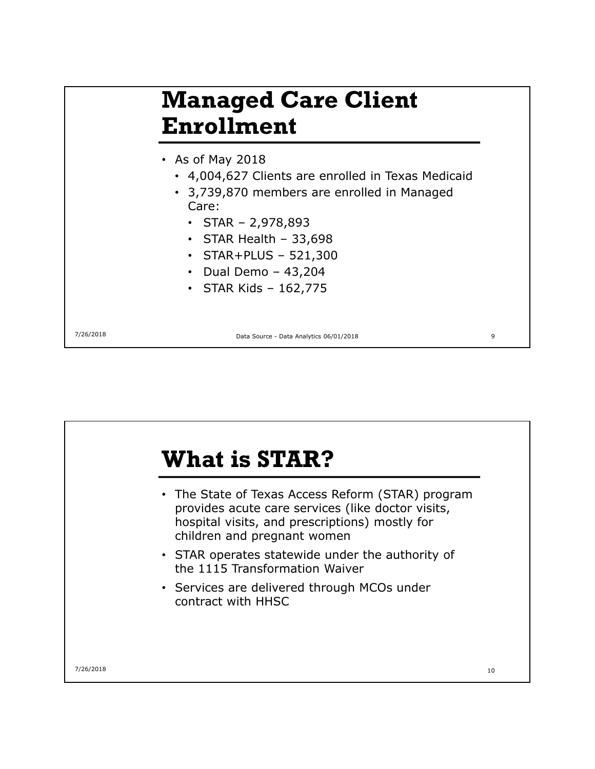# Managed Care Client Enrollment

- As of May 2018
  - 4,004,627 Clients are enrolled in Texas Medicaid
  - 3,739,870 members are enrolled in Managed Care:
    - STAR – 2,978,893
    - STAR Health – 33,698
    - STAR+PLUS – 521,300
    - Dual Demo – 43,204
    - STAR Kids – 162,775

Data Source - Data Analytics 06/01/2018

# What is STAR?

- The State of Texas Access Reform (STAR) program provides acute care services (like doctor visits, hospital visits, and prescriptions) mostly for children and pregnant women
- STAR operates statewide under the authority of the 1115 Transformation Waiver
- Services are delivered through MCOs under contract with HHSC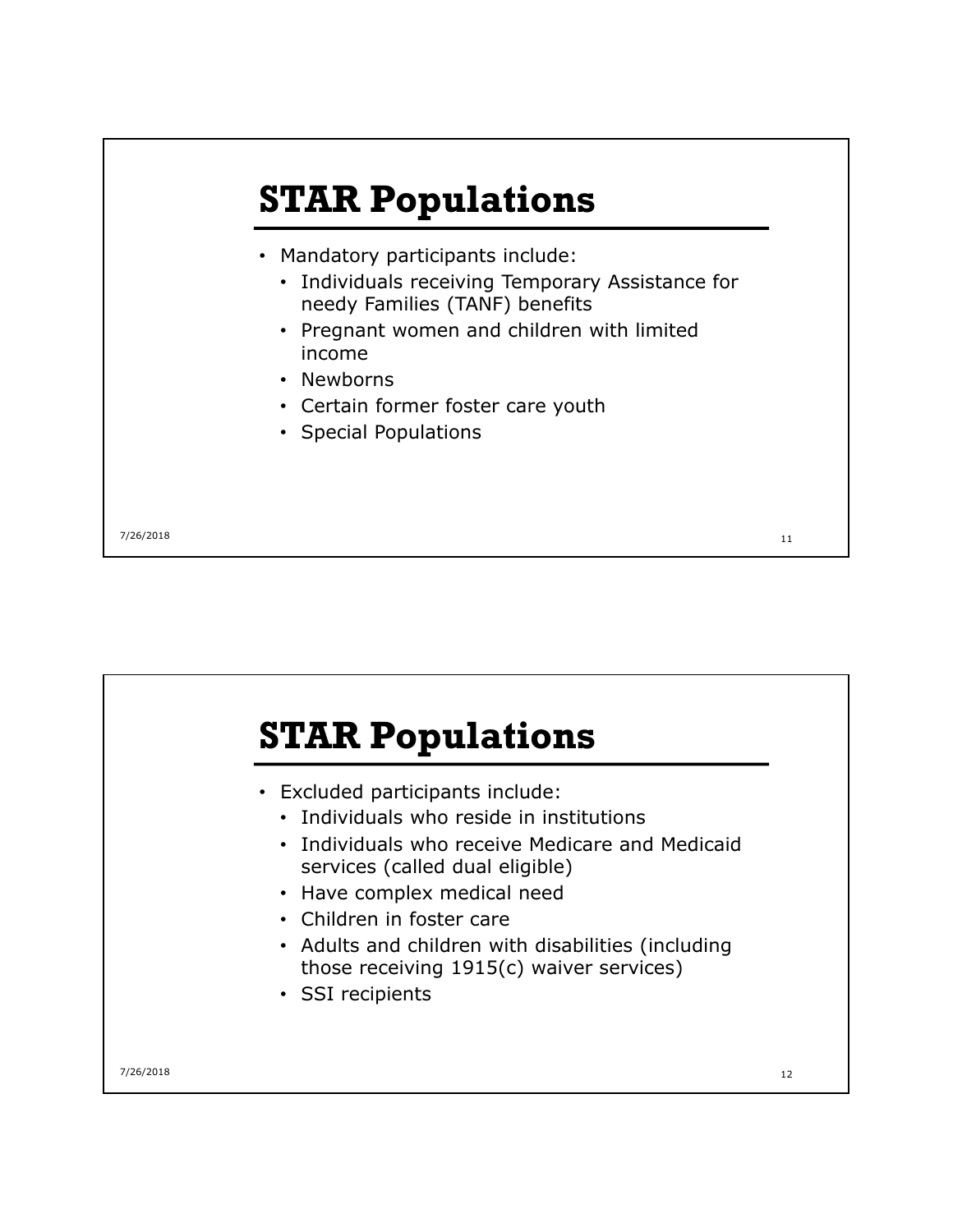# STAR Populations

- Mandatory participants include:
  - Individuals receiving Temporary Assistance for needy Families (TANF) benefits
  - Pregnant women and children with limited income
  - Newborns
  - Certain former foster care youth
  - Special Populations

# STAR Populations

- Excluded participants include:
  - Individuals who reside in institutions
  - Individuals who receive Medicare and Medicaid services (called dual eligible)
  - Have complex medical need
  - Children in foster care
  - Adults and children with disabilities (including those receiving 1915(c) waiver services)
  - SSI recipients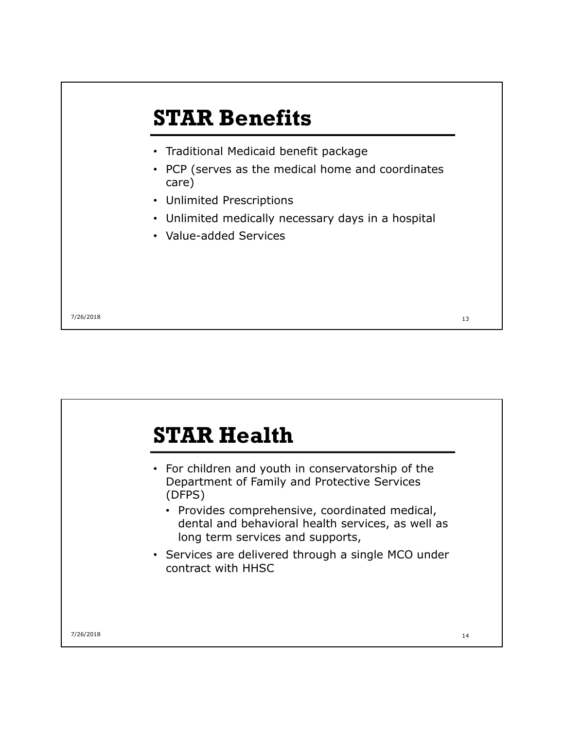# STAR Benefits

- Traditional Medicaid benefit package
- PCP (serves as the medical home and coordinates care)
- Unlimited Prescriptions
- Unlimited medically necessary days in a hospital
- Value-added Services

# STAR Health

- For children and youth in conservatorship of the Department of Family and Protective Services (DFPS)
  - Provides comprehensive, coordinated medical, dental and behavioral health services, as well as long term services and supports,
- Services are delivered through a single MCO under contract with HHSC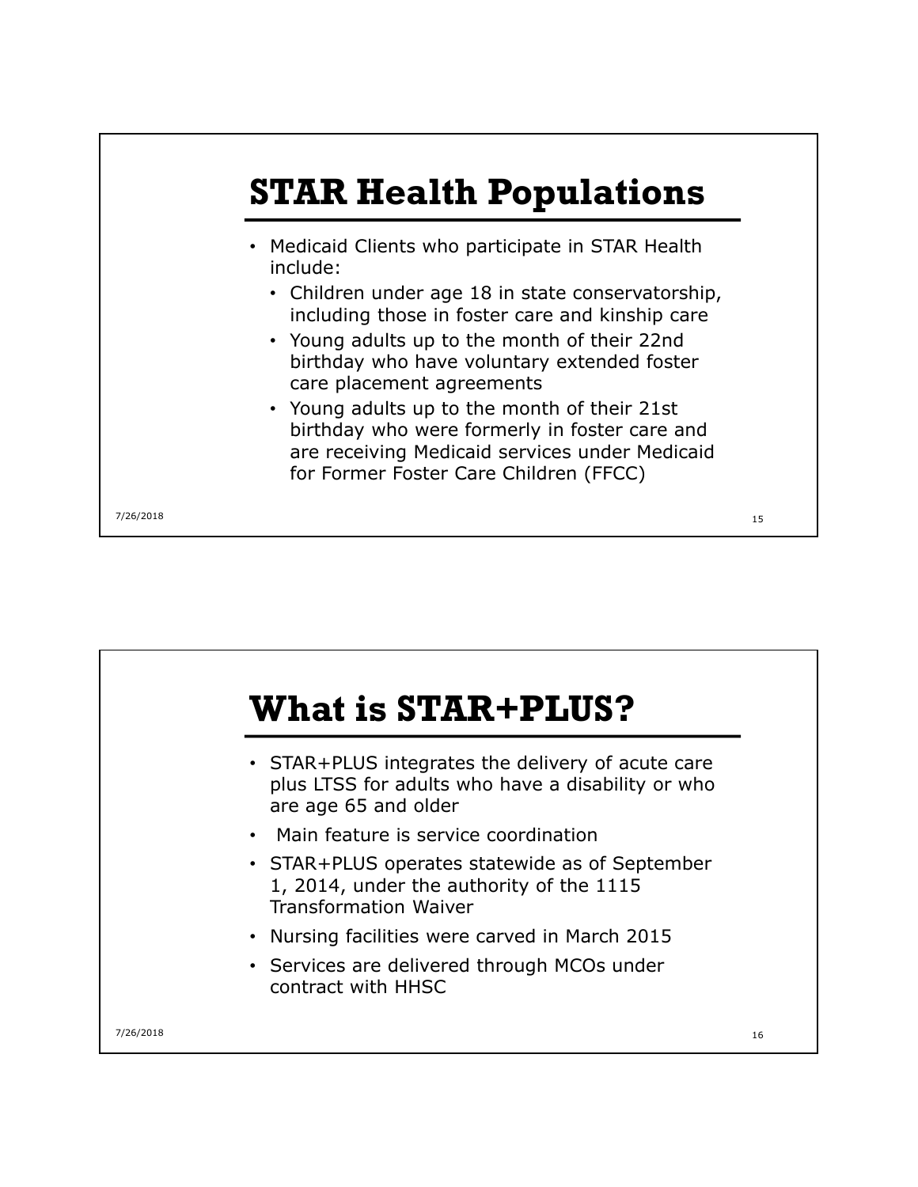# STAR Health Populations

- Medicaid Clients who participate in STAR Health include:
  - Children under age 18 in state conservatorship, including those in foster care and kinship care
  - Young adults up to the month of their 22nd birthday who have voluntary extended foster care placement agreements
  - Young adults up to the month of their 21st birthday who were formerly in foster care and are receiving Medicaid services under Medicaid for Former Foster Care Children (FFCC)

# What is STAR+PLUS?

- STAR+PLUS integrates the delivery of acute care plus LTSS for adults who have a disability or who are age 65 and older
- Main feature is service coordination
- STAR+PLUS operates statewide as of September 1, 2014, under the authority of the 1115 Transformation Waiver
- Nursing facilities were carved in March 2015
- Services are delivered through MCOs under contract with HHSC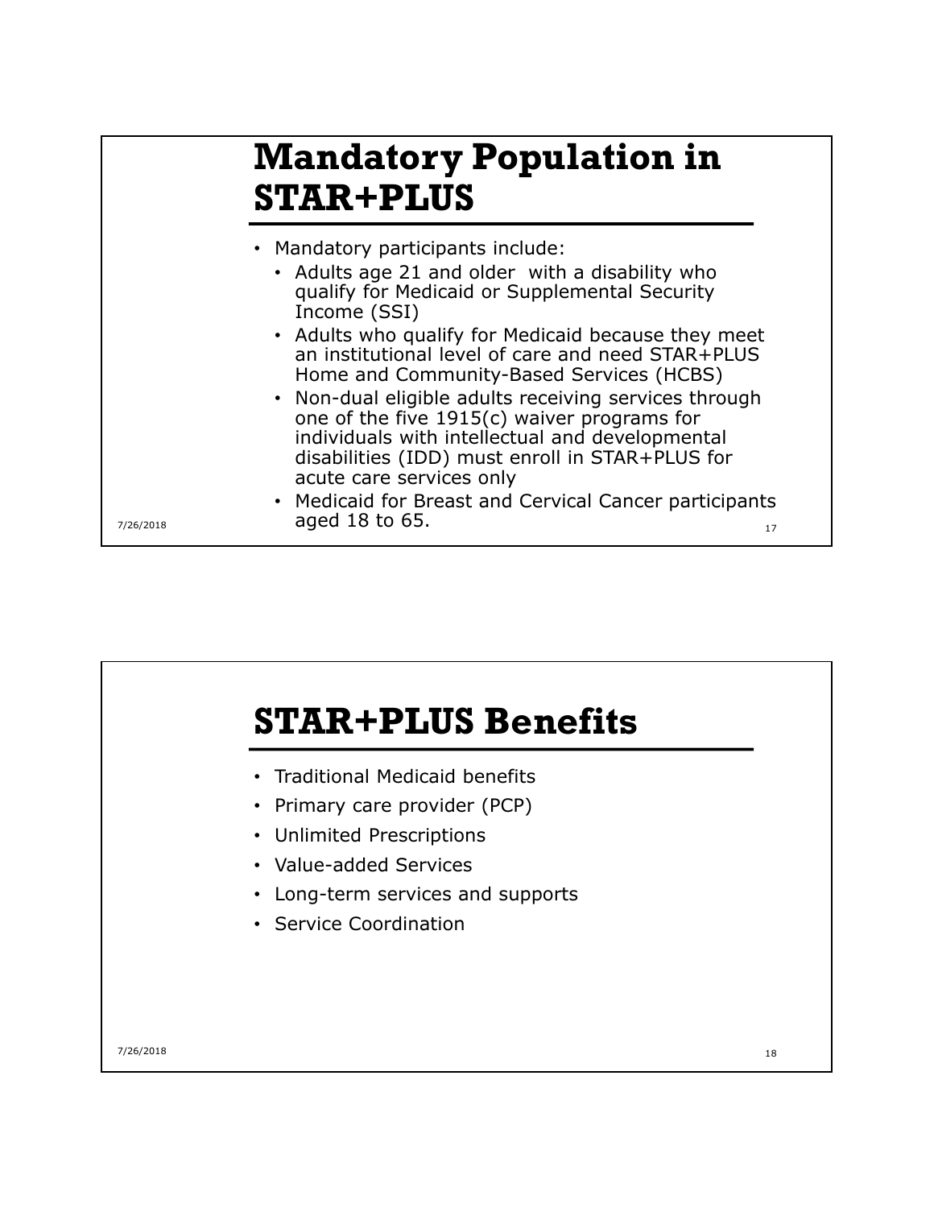# Mandatory Population in STAR+PLUS

- Mandatory participants include:
  - Adults age 21 and older with a disability who qualify for Medicaid or Supplemental Security Income (SSI)
  - Adults who qualify for Medicaid because they meet an institutional level of care and need STAR+PLUS Home and Community-Based Services (HCBS)
  - Non-dual eligible adults receiving services through one of the five 1915(c) waiver programs for individuals with intellectual and developmental disabilities (IDD) must enroll in STAR+PLUS for acute care services only
  - Medicaid for Breast and Cervical Cancer participants aged 18 to 65.

# STAR+PLUS Benefits

- Traditional Medicaid benefits
- Primary care provider (PCP)
- Unlimited Prescriptions
- Value-added Services
- Long-term services and supports
- Service Coordination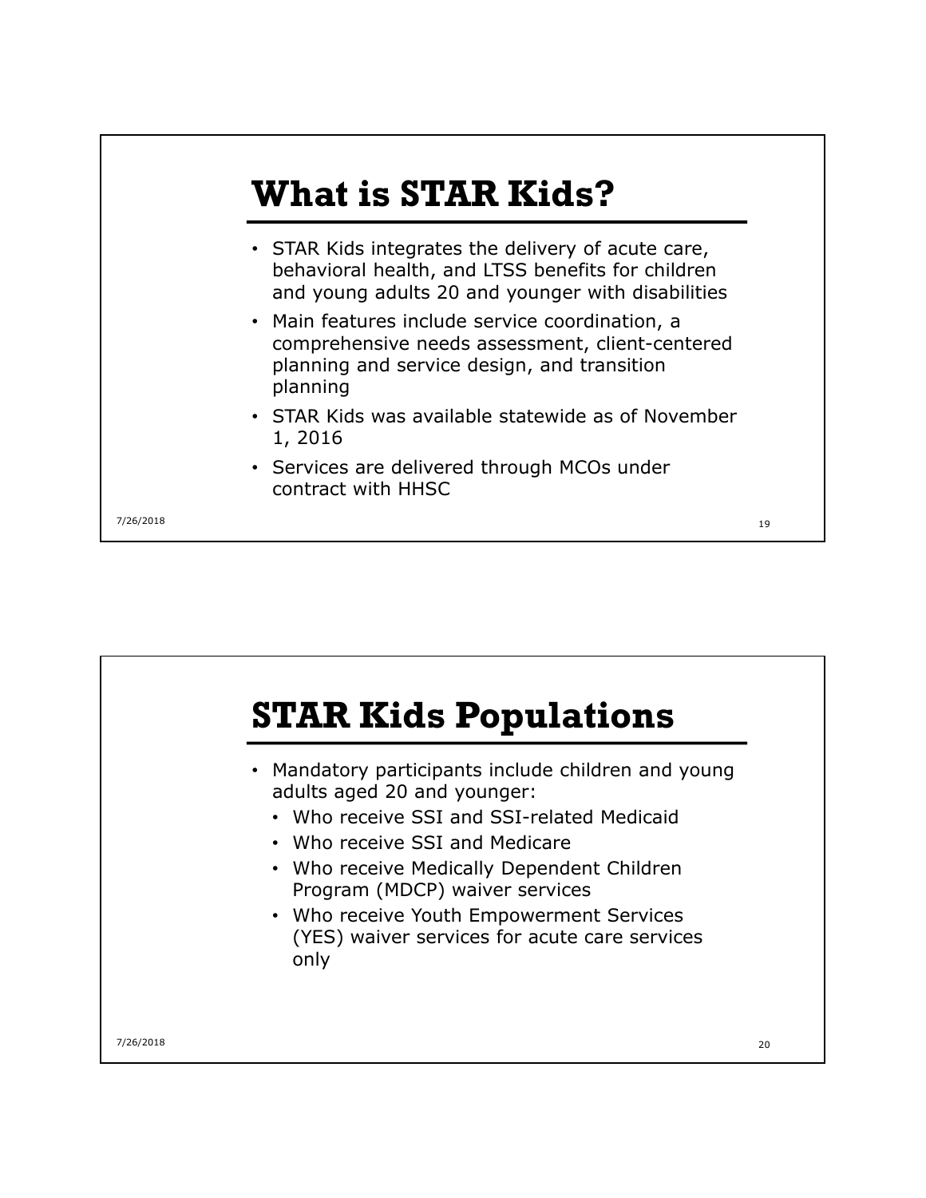# What is STAR Kids?

- STAR Kids integrates the delivery of acute care, behavioral health, and LTSS benefits for children and young adults 20 and younger with disabilities
- Main features include service coordination, a comprehensive needs assessment, client-centered planning and service design, and transition planning
- STAR Kids was available statewide as of November 1, 2016
- Services are delivered through MCOs under contract with HHSC

# STAR Kids Populations

- Mandatory participants include children and young adults aged 20 and younger:
  - Who receive SSI and SSI-related Medicaid
  - Who receive SSI and Medicare
  - Who receive Medically Dependent Children Program (MDCP) waiver services
  - Who receive Youth Empowerment Services (YES) waiver services for acute care services only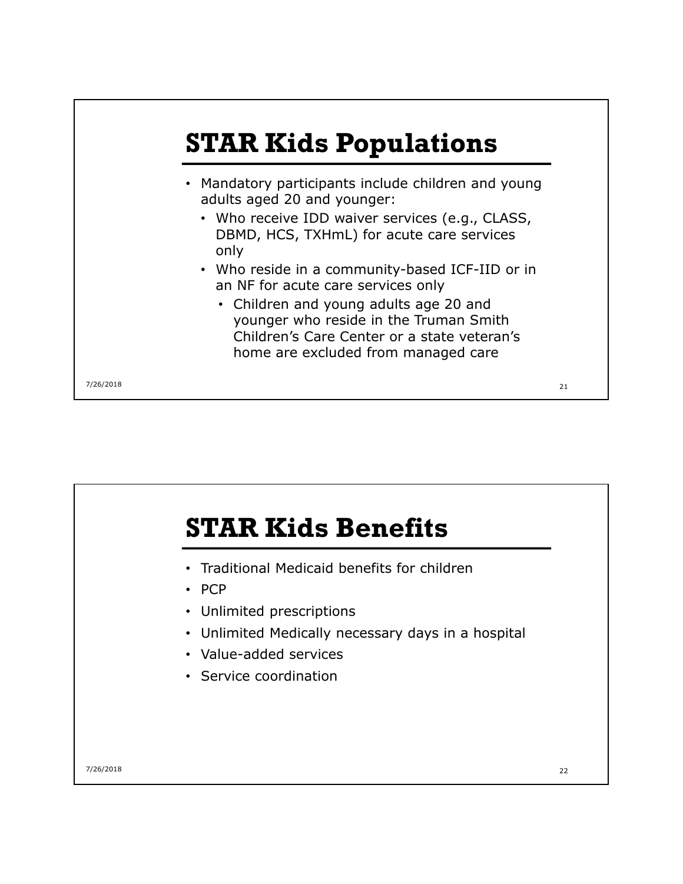# STAR Kids Populations

- Mandatory participants include children and young adults aged 20 and younger:
  - Who receive IDD waiver services (e.g., CLASS, DBMD, HCS, TXHmL) for acute care services only
  - Who reside in a community-based ICF-IID or in an NF for acute care services only
    - Children and young adults age 20 and younger who reside in the Truman Smith Children's Care Center or a state veteran's home are excluded from managed care

# STAR Kids Benefits

- Traditional Medicaid benefits for children
- PCP
- Unlimited prescriptions
- Unlimited Medically necessary days in a hospital
- Value-added services
- Service coordination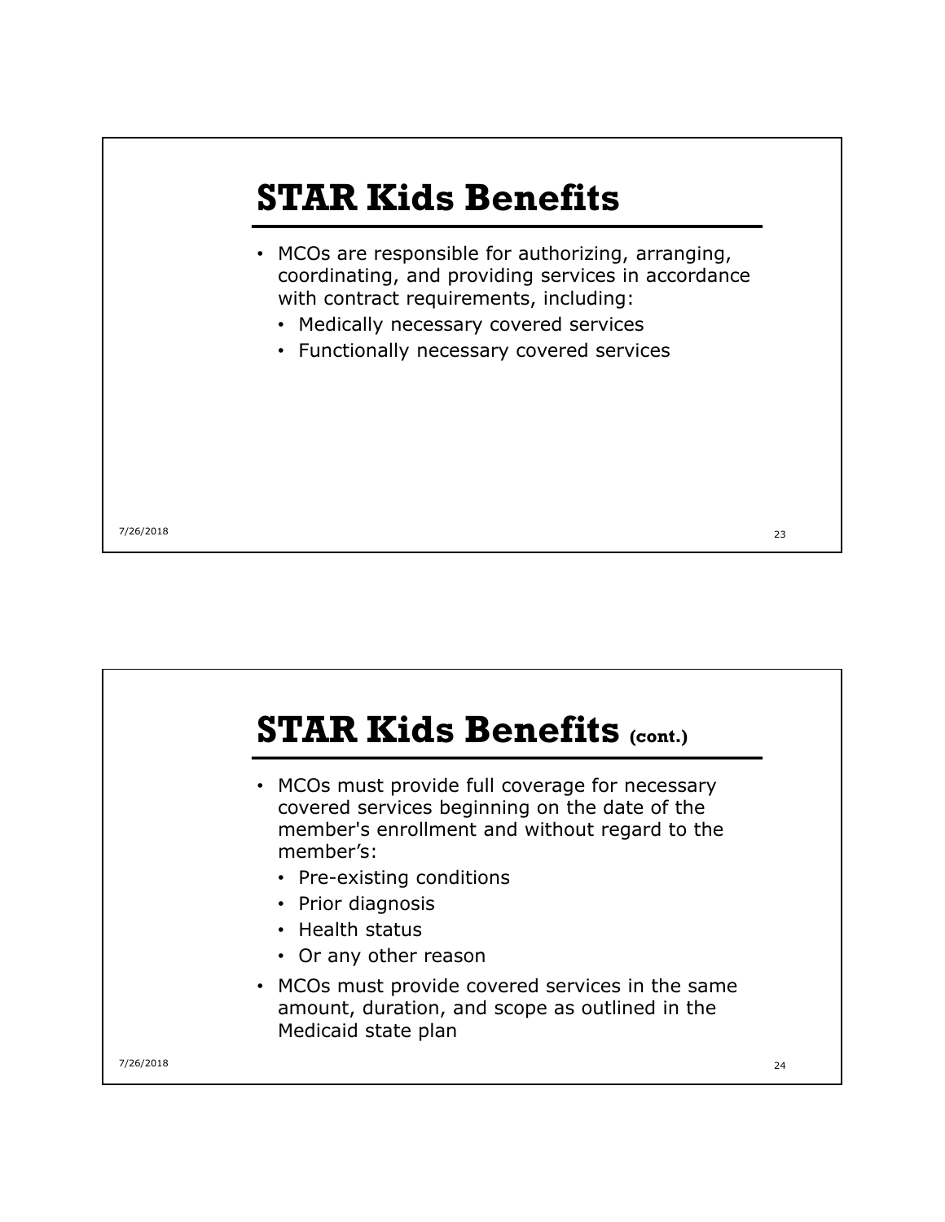# STAR Kids Benefits

- MCOs are responsible for authorizing, arranging, coordinating, and providing services in accordance with contract requirements, including:
  - Medically necessary covered services
  - Functionally necessary covered services

# STAR Kids Benefits (cont.)

- MCOs must provide full coverage for necessary covered services beginning on the date of the member's enrollment and without regard to the member's:
  - Pre-existing conditions
  - Prior diagnosis
  - Health status
  - Or any other reason
- MCOs must provide covered services in the same amount, duration, and scope as outlined in the Medicaid state plan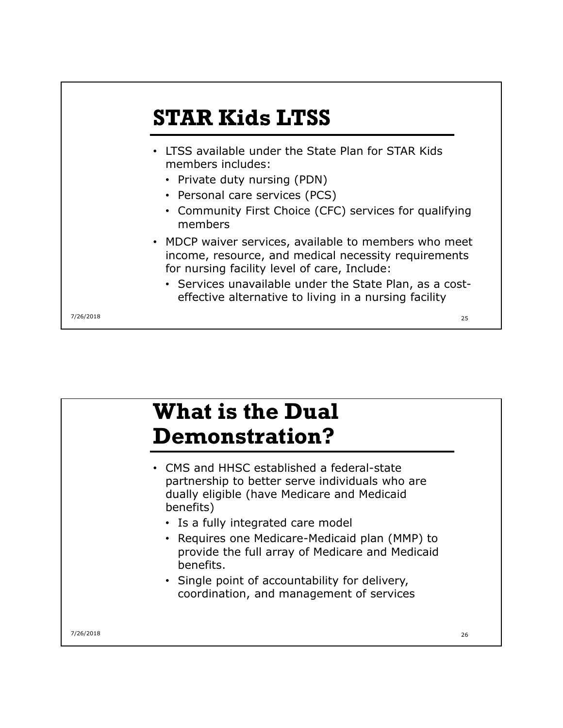## STAR Kids LTSS

- LTSS available under the State Plan for STAR Kids members includes:
  - Private duty nursing (PDN)
  - Personal care services (PCS)
  - Community First Choice (CFC) services for qualifying members
- MDCP waiver services, available to members who meet income, resource, and medical necessity requirements for nursing facility level of care, Include:
  - Services unavailable under the State Plan, as a cost-effective alternative to living in a nursing facility

## What is the Dual Demonstration?

- CMS and HHSC established a federal-state partnership to better serve individuals who are dually eligible (have Medicare and Medicaid benefits)
  - Is a fully integrated care model
  - Requires one Medicare-Medicaid plan (MMP) to provide the full array of Medicare and Medicaid benefits.
  - Single point of accountability for delivery, coordination, and management of services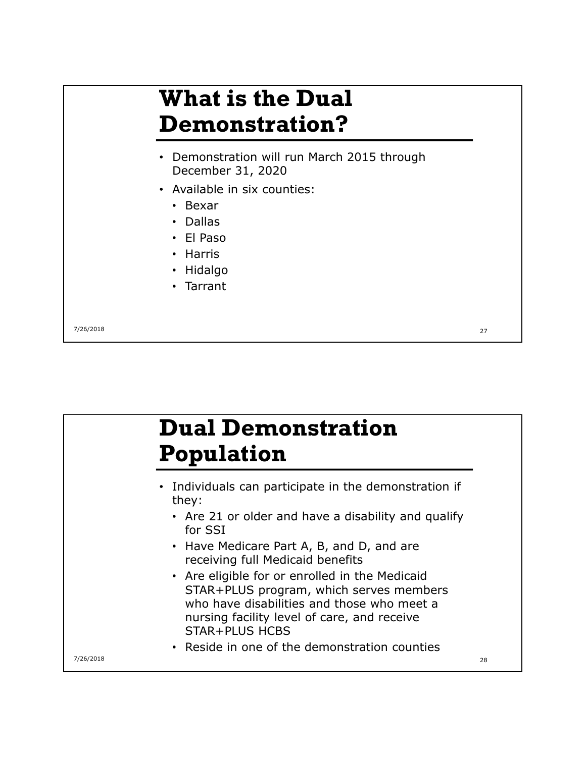## What is the Dual Demonstration?

- Demonstration will run March 2015 through December 31, 2020
- Available in six counties:
  - Bexar
  - Dallas
  - El Paso
  - Harris
  - Hidalgo
  - Tarrant

## Dual Demonstration Population

- Individuals can participate in the demonstration if they:
  - Are 21 or older and have a disability and qualify for SSI
  - Have Medicare Part A, B, and D, and are receiving full Medicaid benefits
  - Are eligible for or enrolled in the Medicaid STAR+PLUS program, which serves members who have disabilities and those who meet a nursing facility level of care, and receive STAR+PLUS HCBS
  - Reside in one of the demonstration counties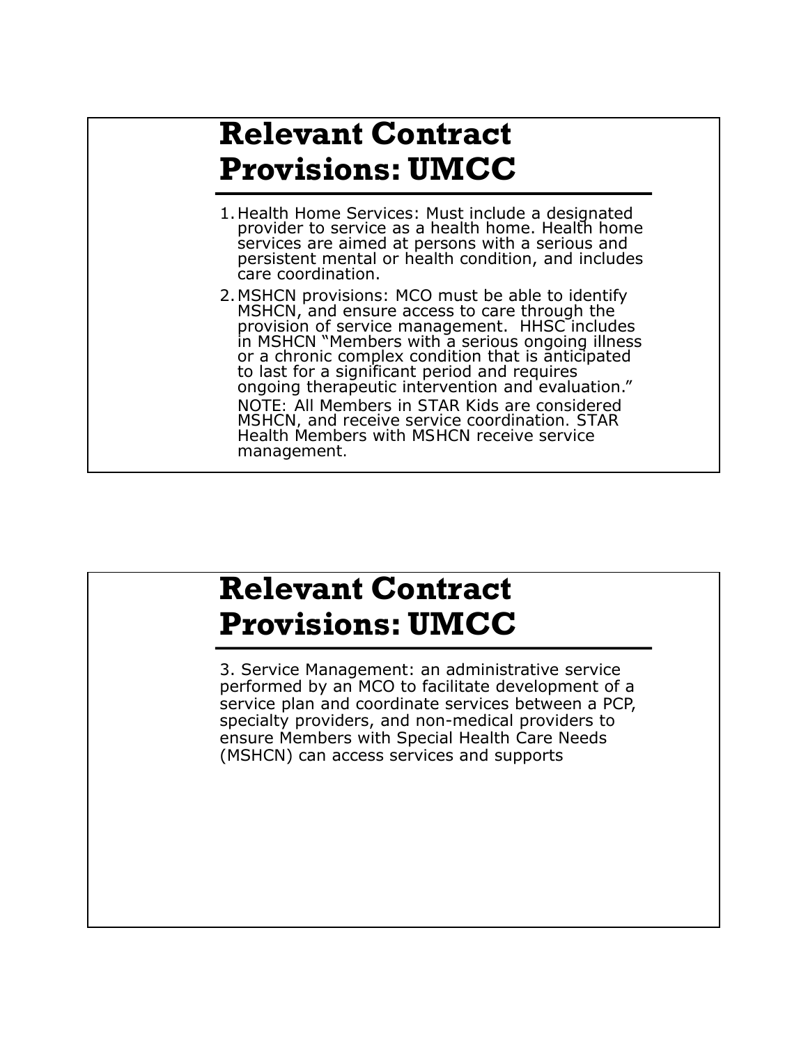# Relevant Contract Provisions: UMCC

1. Health Home Services: Must include a designated provider to service as a health home. Health home services are aimed at persons with a serious and persistent mental or health condition, and includes care coordination.
2. MSHCN provisions: MCO must be able to identify MSHCN, and ensure access to care through the provision of service management. HHSC includes in MSHCN "Members with a serious ongoing illness or a chronic complex condition that is anticipated to last for a significant period and requires ongoing therapeutic intervention and evaluation."

   NOTE: All Members in STAR Kids are considered MSHCN, and receive service coordination. STAR Health Members with MSHCN receive service management.

# Relevant Contract Provisions: UMCC

3. Service Management: an administrative service performed by an MCO to facilitate development of a service plan and coordinate services between a PCP, specialty providers, and non-medical providers to ensure Members with Special Health Care Needs (MSHCN) can access services and supports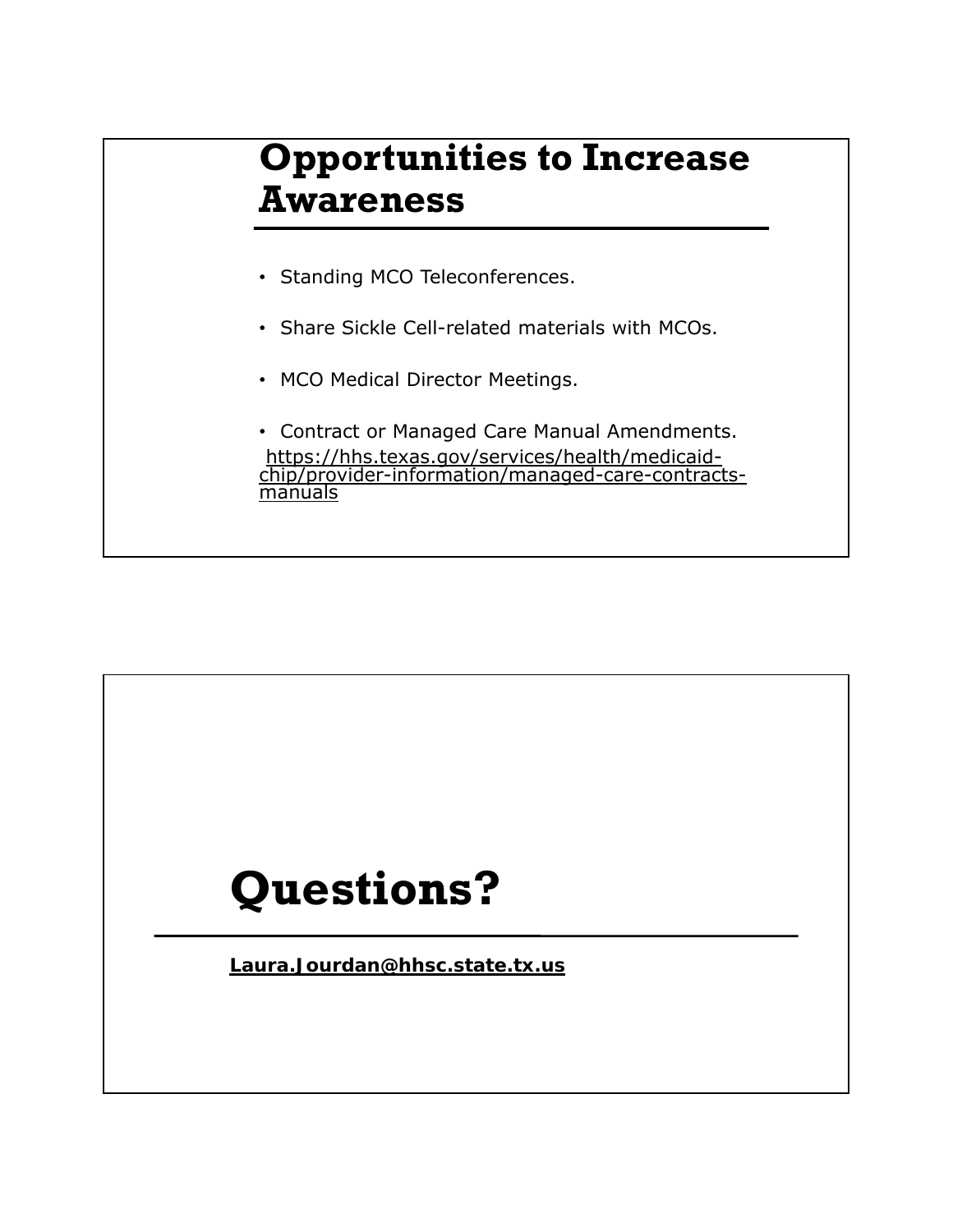## Opportunities to Increase Awareness

- Standing MCO Teleconferences.
- Share Sickle Cell-related materials with MCOs.
- MCO Medical Director Meetings.
- Contract or Managed Care Manual Amendments.

https://hhs.texas.gov/services/health/medicaid-chip/provider-information/managed-care-contracts-manuals

## Questions?

**Laura.Jourdan@hhsc.state.tx.us**